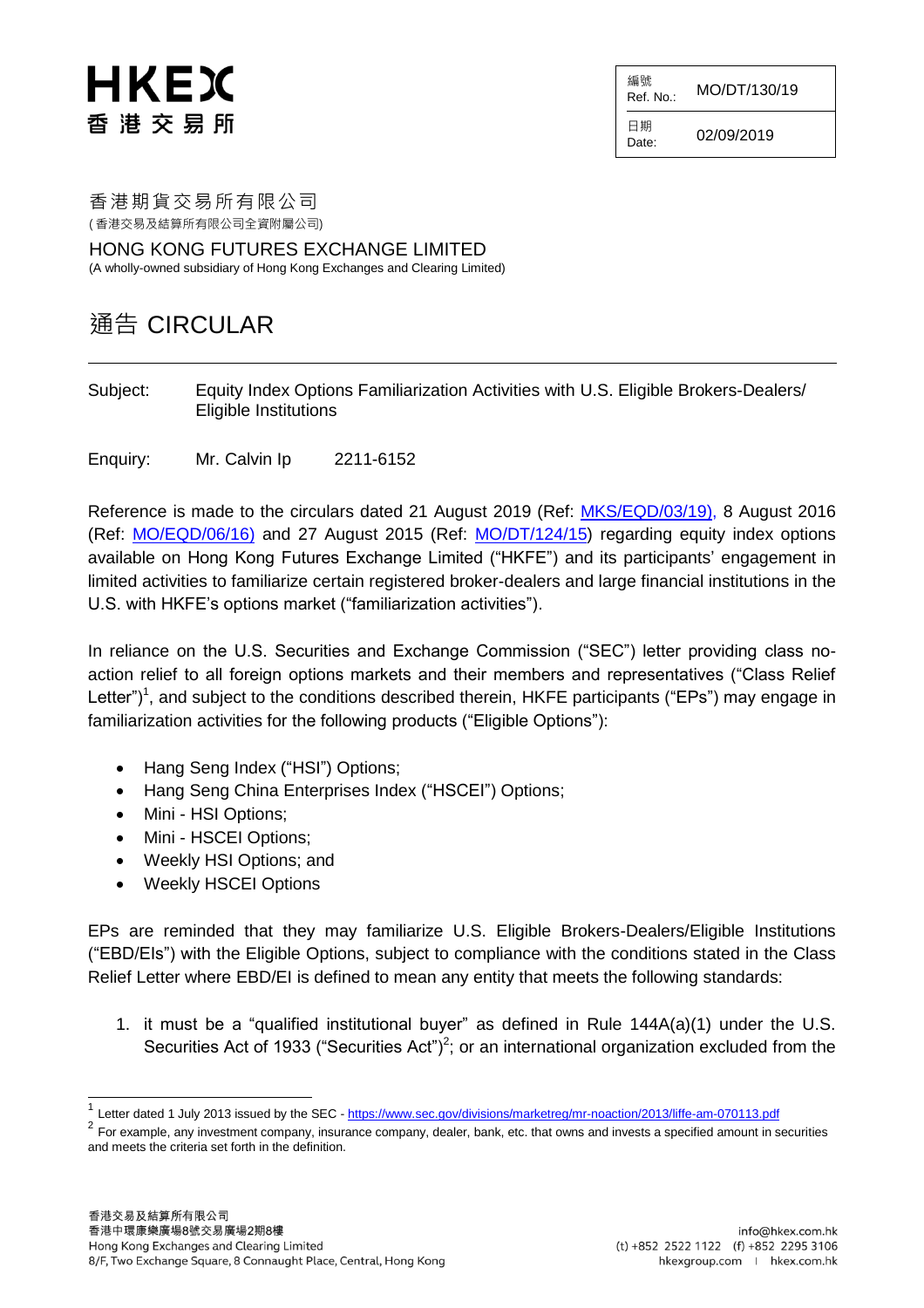HKEX
香港交易所

| 編號 Ref. No.: | MO/DT/130/19 |
| --- | --- |
| 日期 Date: | 02/09/2019 |

香港期貨交易所有限公司
(香港交易及結算所有限公司全資附屬公司)

HONG KONG FUTURES EXCHANGE LIMITED
(A wholly-owned subsidiary of Hong Kong Exchanges and Clearing Limited)

# 通告 CIRCULAR

Subject: Equity Index Options Familiarization Activities with U.S. Eligible Brokers-Dealers/ Eligible Institutions

Enquiry: Mr. Calvin Ip 2211-6152

Reference is made to the circulars dated 21 August 2019 (Ref: MKS/EQD/03/19), 8 August 2016 (Ref: MO/EQD/06/16) and 27 August 2015 (Ref: MO/DT/124/15) regarding equity index options available on Hong Kong Futures Exchange Limited ("HKFE") and its participants' engagement in limited activities to familiarize certain registered broker-dealers and large financial institutions in the U.S. with HKFE's options market ("familiarization activities").

In reliance on the U.S. Securities and Exchange Commission ("SEC") letter providing class no-action relief to all foreign options markets and their members and representatives ("Class Relief Letter")[1], and subject to the conditions described therein, HKFE participants ("EPs") may engage in familiarization activities for the following products ("Eligible Options"):

- Hang Seng Index ("HSI") Options;
- Hang Seng China Enterprises Index ("HSCEI") Options;
- Mini - HSI Options;
- Mini - HSCEI Options;
- Weekly HSI Options; and
- Weekly HSCEI Options

EPs are reminded that they may familiarize U.S. Eligible Brokers-Dealers/Eligible Institutions ("EBD/EIs") with the Eligible Options, subject to compliance with the conditions stated in the Class Relief Letter where EBD/EI is defined to mean any entity that meets the following standards:

1. it must be a "qualified institutional buyer" as defined in Rule 144A(a)(1) under the U.S. Securities Act of 1933 ("Securities Act")[2]; or an international organization excluded from the

[1] Letter dated 1 July 2013 issued by the SEC - https://www.sec.gov/divisions/marketreg/mr-noaction/2013/liffe-am-070113.pdf

[2] For example, any investment company, insurance company, dealer, bank, etc. that owns and invests a specified amount in securities and meets the criteria set forth in the definition.

香港交易及結算所有限公司
香港中環康樂廣場8號交易廣場2期8樓
Hong Kong Exchanges and Clearing Limited
8/F, Two Exchange Square, 8 Connaught Place, Central, Hong Kong

info@hkex.com.hk
(t) +852 2522 1122 (f) +852 2295 3106
hkexgroup.com | hkex.com.hk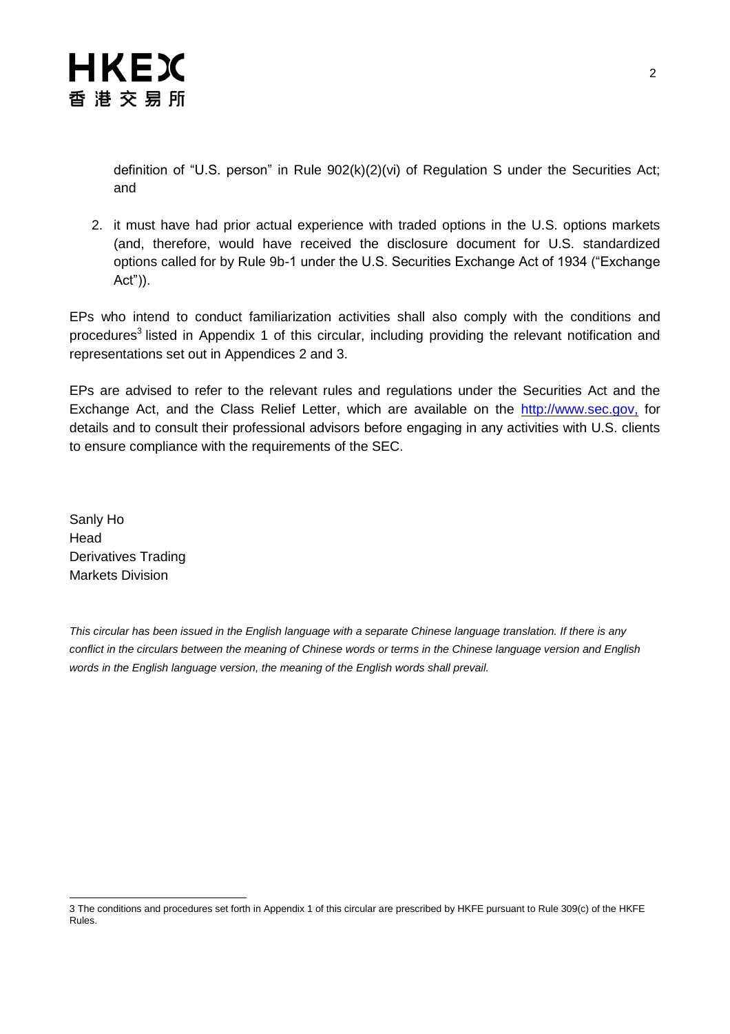definition of "U.S. person" in Rule 902(k)(2)(vi) of Regulation S under the Securities Act; and

2. it must have had prior actual experience with traded options in the U.S. options markets (and, therefore, would have received the disclosure document for U.S. standardized options called for by Rule 9b-1 under the U.S. Securities Exchange Act of 1934 ("Exchange Act")).

EPs who intend to conduct familiarization activities shall also comply with the conditions and procedures[3] listed in Appendix 1 of this circular, including providing the relevant notification and representations set out in Appendices 2 and 3.

EPs are advised to refer to the relevant rules and regulations under the Securities Act and the Exchange Act, and the Class Relief Letter, which are available on the http://www.sec.gov, for details and to consult their professional advisors before engaging in any activities with U.S. clients to ensure compliance with the requirements of the SEC.

Sanly Ho  
Head  
Derivatives Trading  
Markets Division

*This circular has been issued in the English language with a separate Chinese language translation. If there is any conflict in the circulars between the meaning of Chinese words or terms in the Chinese language version and English words in the English language version, the meaning of the English words shall prevail.*

---

3 The conditions and procedures set forth in Appendix 1 of this circular are prescribed by HKFE pursuant to Rule 309(c) of the HKFE Rules.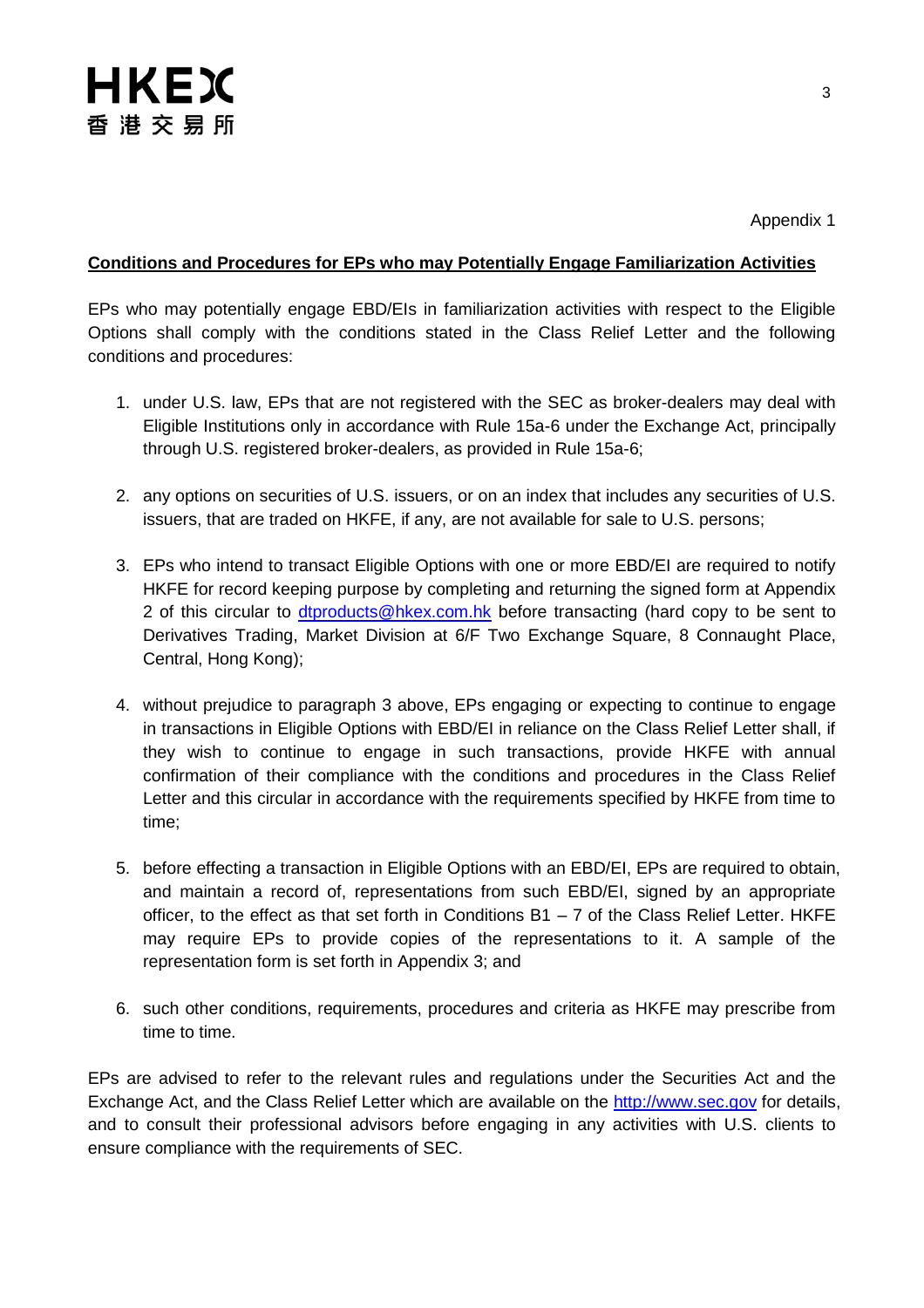Appendix 1

**Conditions and Procedures for EPs who may Potentially Engage Familiarization Activities**

EPs who may potentially engage EBD/EIs in familiarization activities with respect to the Eligible Options shall comply with the conditions stated in the Class Relief Letter and the following conditions and procedures:

1. under U.S. law, EPs that are not registered with the SEC as broker-dealers may deal with Eligible Institutions only in accordance with Rule 15a-6 under the Exchange Act, principally through U.S. registered broker-dealers, as provided in Rule 15a-6;

2. any options on securities of U.S. issuers, or on an index that includes any securities of U.S. issuers, that are traded on HKFE, if any, are not available for sale to U.S. persons;

3. EPs who intend to transact Eligible Options with one or more EBD/EI are required to notify HKFE for record keeping purpose by completing and returning the signed form at Appendix 2 of this circular to [dtproducts@hkex.com.hk](mailto:dtproducts@hkex.com.hk) before transacting (hard copy to be sent to Derivatives Trading, Market Division at 6/F Two Exchange Square, 8 Connaught Place, Central, Hong Kong);

4. without prejudice to paragraph 3 above, EPs engaging or expecting to continue to engage in transactions in Eligible Options with EBD/EI in reliance on the Class Relief Letter shall, if they wish to continue to engage in such transactions, provide HKFE with annual confirmation of their compliance with the conditions and procedures in the Class Relief Letter and this circular in accordance with the requirements specified by HKFE from time to time;

5. before effecting a transaction in Eligible Options with an EBD/EI, EPs are required to obtain, and maintain a record of, representations from such EBD/EI, signed by an appropriate officer, to the effect as that set forth in Conditions B1 – 7 of the Class Relief Letter. HKFE may require EPs to provide copies of the representations to it. A sample of the representation form is set forth in Appendix 3; and

6. such other conditions, requirements, procedures and criteria as HKFE may prescribe from time to time.

EPs are advised to refer to the relevant rules and regulations under the Securities Act and the Exchange Act, and the Class Relief Letter which are available on the [http://www.sec.gov](http://www.sec.gov) for details, and to consult their professional advisors before engaging in any activities with U.S. clients to ensure compliance with the requirements of SEC.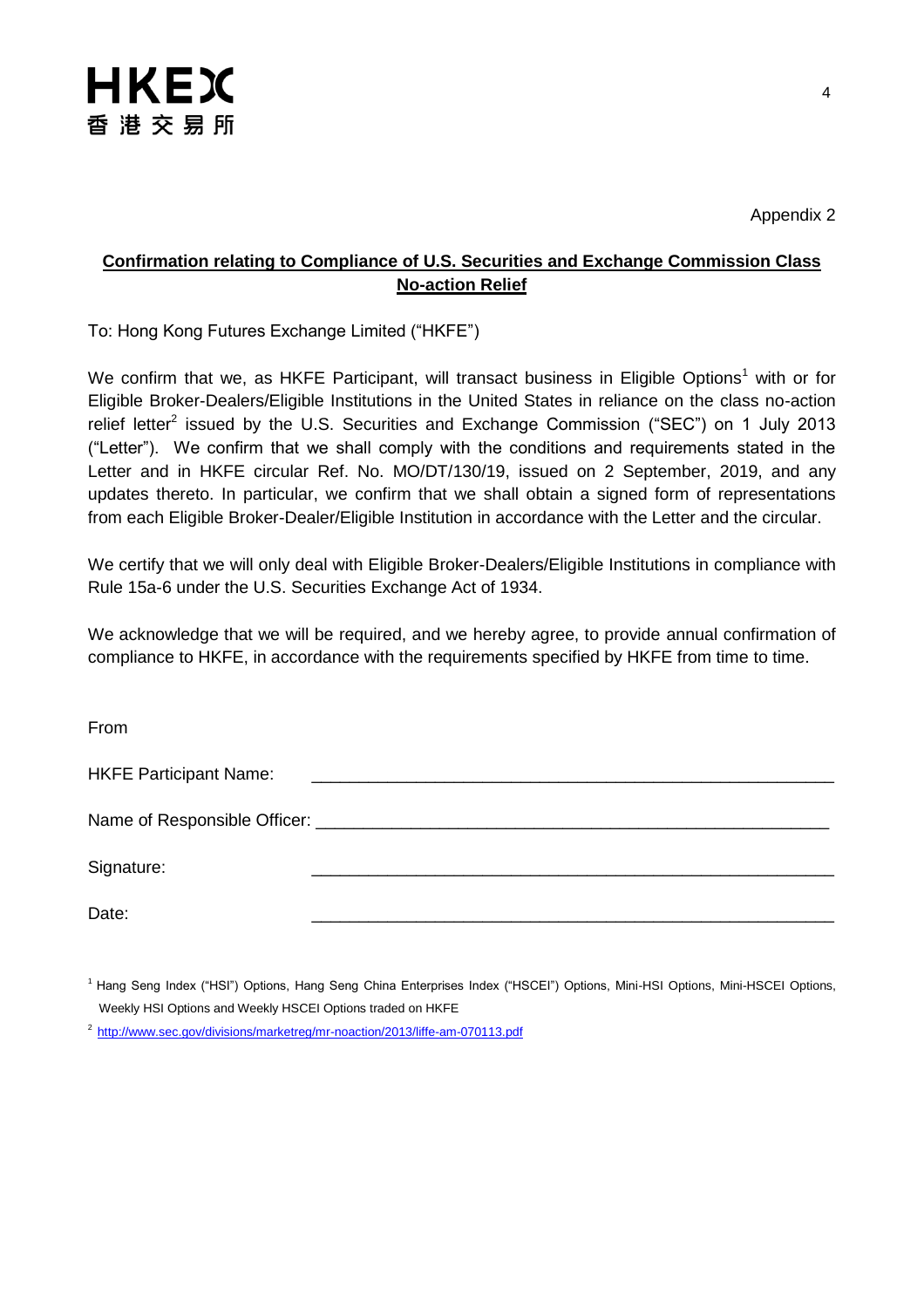Appendix 2

## Confirmation relating to Compliance of U.S. Securities and Exchange Commission Class No-action Relief

To: Hong Kong Futures Exchange Limited ("HKFE")

We confirm that we, as HKFE Participant, will transact business in Eligible Options[1] with or for Eligible Broker-Dealers/Eligible Institutions in the United States in reliance on the class no-action relief letter[2] issued by the U.S. Securities and Exchange Commission ("SEC") on 1 July 2013 ("Letter"). We confirm that we shall comply with the conditions and requirements stated in the Letter and in HKFE circular Ref. No. MO/DT/130/19, issued on 2 September, 2019, and any updates thereto. In particular, we confirm that we shall obtain a signed form of representations from each Eligible Broker-Dealer/Eligible Institution in accordance with the Letter and the circular.

We certify that we will only deal with Eligible Broker-Dealers/Eligible Institutions in compliance with Rule 15a-6 under the U.S. Securities Exchange Act of 1934.

We acknowledge that we will be required, and we hereby agree, to provide annual confirmation of compliance to HKFE, in accordance with the requirements specified by HKFE from time to time.

From

HKFE Participant Name: ______________________________

Name of Responsible Officer: ______________________________

Signature: ______________________________

Date: ______________________________

[1] Hang Seng Index ("HSI") Options, Hang Seng China Enterprises Index ("HSCEI") Options, Mini-HSI Options, Mini-HSCEI Options, Weekly HSI Options and Weekly HSCEI Options traded on HKFE

[2] http://www.sec.gov/divisions/marketreg/mr-noaction/2013/liffe-am-070113.pdf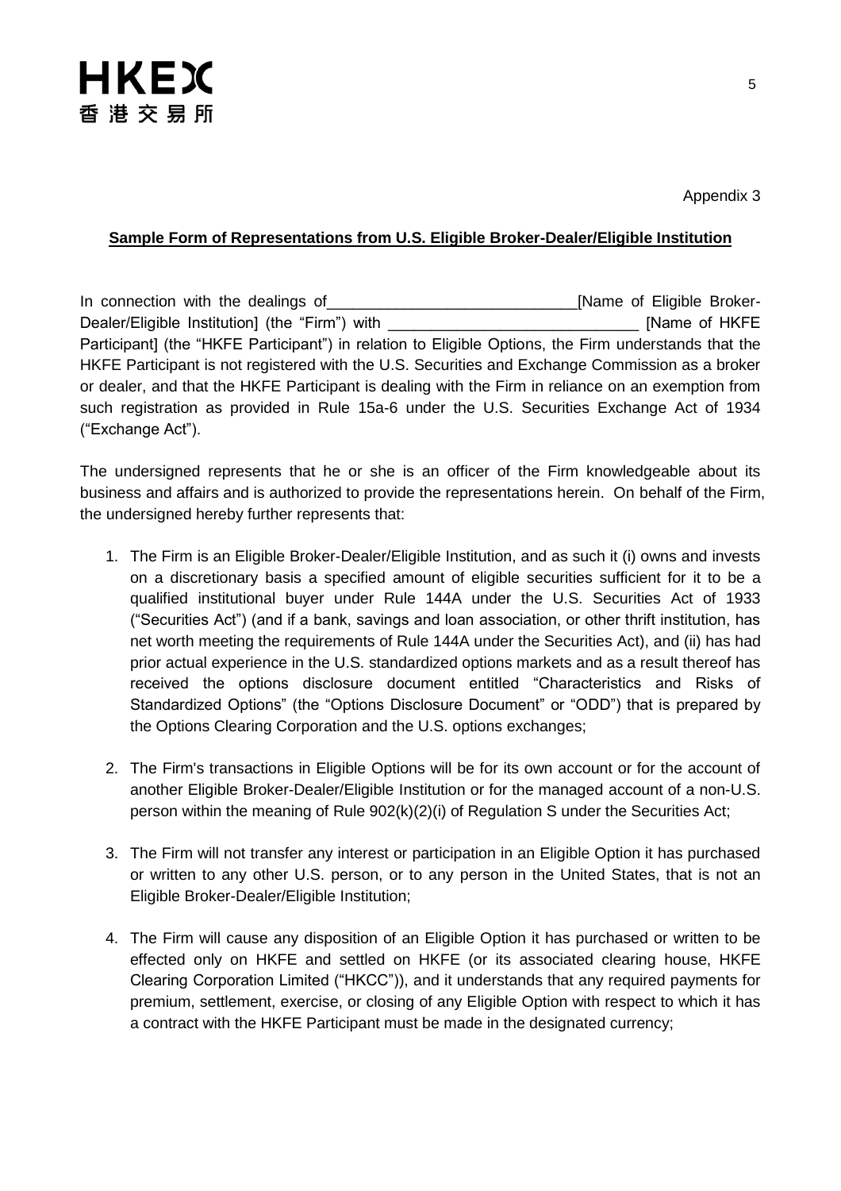Appendix 3

**Sample Form of Representations from U.S. Eligible Broker-Dealer/Eligible Institution**

In connection with the dealings of_____________________________[Name of Eligible Broker-Dealer/Eligible Institution] (the "Firm") with _____________________________ [Name of HKFE Participant] (the "HKFE Participant") in relation to Eligible Options, the Firm understands that the HKFE Participant is not registered with the U.S. Securities and Exchange Commission as a broker or dealer, and that the HKFE Participant is dealing with the Firm in reliance on an exemption from such registration as provided in Rule 15a-6 under the U.S. Securities Exchange Act of 1934 ("Exchange Act").

The undersigned represents that he or she is an officer of the Firm knowledgeable about its business and affairs and is authorized to provide the representations herein. On behalf of the Firm, the undersigned hereby further represents that:

1. The Firm is an Eligible Broker-Dealer/Eligible Institution, and as such it (i) owns and invests on a discretionary basis a specified amount of eligible securities sufficient for it to be a qualified institutional buyer under Rule 144A under the U.S. Securities Act of 1933 ("Securities Act") (and if a bank, savings and loan association, or other thrift institution, has net worth meeting the requirements of Rule 144A under the Securities Act), and (ii) has had prior actual experience in the U.S. standardized options markets and as a result thereof has received the options disclosure document entitled "Characteristics and Risks of Standardized Options" (the "Options Disclosure Document" or "ODD") that is prepared by the Options Clearing Corporation and the U.S. options exchanges;

2. The Firm's transactions in Eligible Options will be for its own account or for the account of another Eligible Broker-Dealer/Eligible Institution or for the managed account of a non-U.S. person within the meaning of Rule 902(k)(2)(i) of Regulation S under the Securities Act;

3. The Firm will not transfer any interest or participation in an Eligible Option it has purchased or written to any other U.S. person, or to any person in the United States, that is not an Eligible Broker-Dealer/Eligible Institution;

4. The Firm will cause any disposition of an Eligible Option it has purchased or written to be effected only on HKFE and settled on HKFE (or its associated clearing house, HKFE Clearing Corporation Limited ("HKCC")), and it understands that any required payments for premium, settlement, exercise, or closing of any Eligible Option with respect to which it has a contract with the HKFE Participant must be made in the designated currency;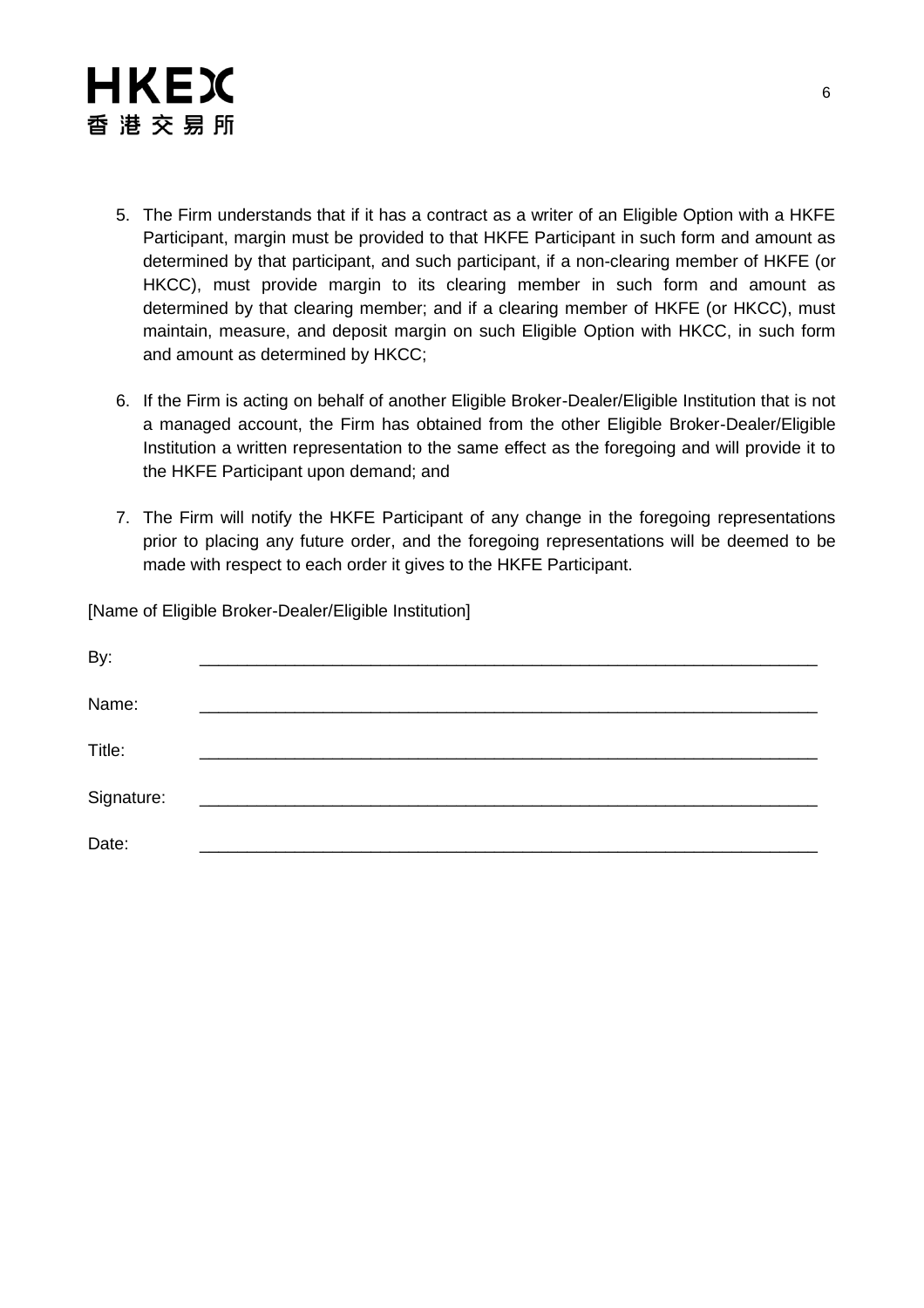5. The Firm understands that if it has a contract as a writer of an Eligible Option with a HKFE Participant, margin must be provided to that HKFE Participant in such form and amount as determined by that participant, and such participant, if a non-clearing member of HKFE (or HKCC), must provide margin to its clearing member in such form and amount as determined by that clearing member; and if a clearing member of HKFE (or HKCC), must maintain, measure, and deposit margin on such Eligible Option with HKCC, in such form and amount as determined by HKCC;

6. If the Firm is acting on behalf of another Eligible Broker-Dealer/Eligible Institution that is not a managed account, the Firm has obtained from the other Eligible Broker-Dealer/Eligible Institution a written representation to the same effect as the foregoing and will provide it to the HKFE Participant upon demand; and

7. The Firm will notify the HKFE Participant of any change in the foregoing representations prior to placing any future order, and the foregoing representations will be deemed to be made with respect to each order it gives to the HKFE Participant.

[Name of Eligible Broker-Dealer/Eligible Institution]

By: ____________________________________________________________

Name: ____________________________________________________________

Title: ____________________________________________________________

Signature: ____________________________________________________________

Date: ____________________________________________________________